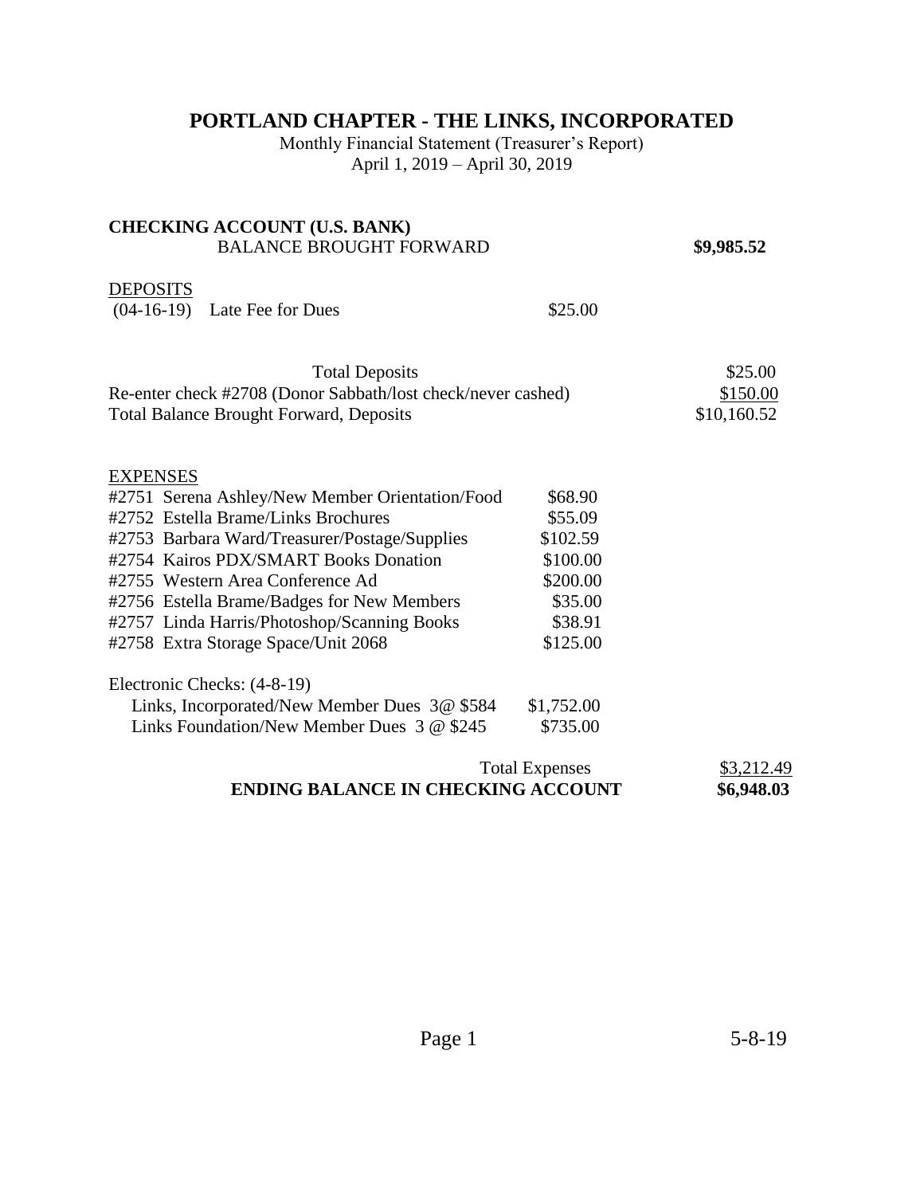# PORTLAND CHAPTER - THE LINKS, INCORPORATED

Monthly Financial Statement (Treasurer's Report)
April 1, 2019 – April 30, 2019

**CHECKING ACCOUNT (U.S. BANK)**

| | | |
|---|---|---|
| BALANCE BROUGHT FORWARD | | **$9,985.52** |
| DEPOSITS | | |
| (04-16-19) Late Fee for Dues | $25.00 | |
| Total Deposits | | $25.00 |
| Re-enter check #2708 (Donor Sabbath/lost check/never cashed) | | $150.00 |
| Total Balance Brought Forward, Deposits | | $10,160.52 |
| EXPENSES | | |
| #2751 Serena Ashley/New Member Orientation/Food | $68.90 | |
| #2752 Estella Brame/Links Brochures | $55.09 | |
| #2753 Barbara Ward/Treasurer/Postage/Supplies | $102.59 | |
| #2754 Kairos PDX/SMART Books Donation | $100.00 | |
| #2755 Western Area Conference Ad | $200.00 | |
| #2756 Estella Brame/Badges for New Members | $35.00 | |
| #2757 Linda Harris/Photoshop/Scanning Books | $38.91 | |
| #2758 Extra Storage Space/Unit 2068 | $125.00 | |
| Electronic Checks: (4-8-19) | | |
| Links, Incorporated/New Member Dues 3@ $584 | $1,752.00 | |
| Links Foundation/New Member Dues 3 @ $245 | $735.00 | |
| Total Expenses | | $3,212.49 |
| **ENDING BALANCE IN CHECKING ACCOUNT** | | **$6,948.03** |

5-8-19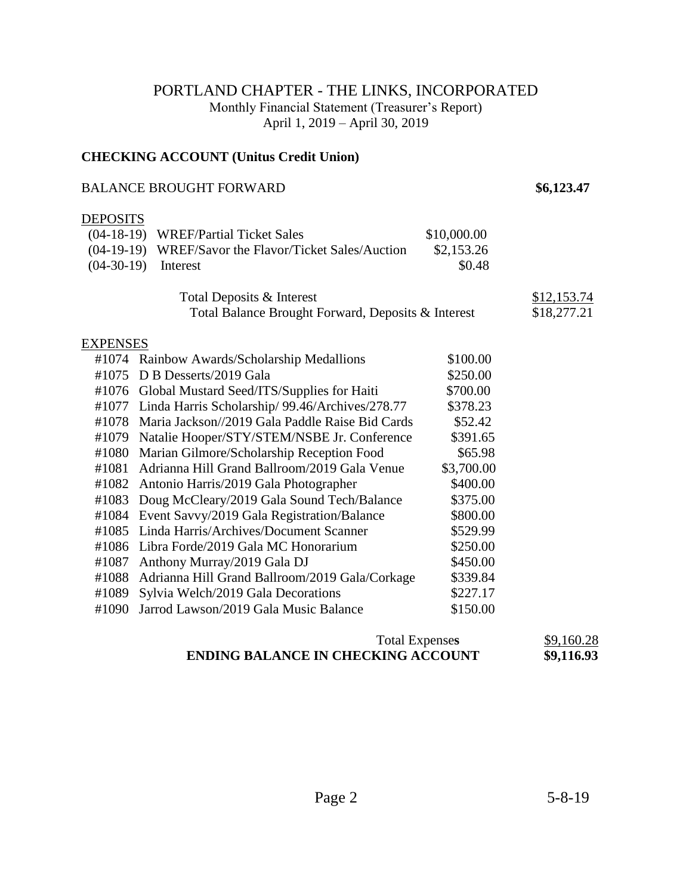# PORTLAND CHAPTER - THE LINKS, INCORPORATED

Monthly Financial Statement (Treasurer's Report)
April 1, 2019 – April 30, 2019

**CHECKING ACCOUNT (Unitus Credit Union)**

| | | | |
|---|---|---|---|
| BALANCE BROUGHT FORWARD | | | **$6,123.47** |
| DEPOSITS | | | |
| (04-18-19) | WREF/Partial Ticket Sales | $10,000.00 | |
| (04-19-19) | WREF/Savor the Flavor/Ticket Sales/Auction | $2,153.26 | |
| (04-30-19) | Interest | $0.48 | |
| | Total Deposits & Interest | | $12,153.74 |
| | Total Balance Brought Forward, Deposits & Interest | | $18,277.21 |
| EXPENSES | | | |
| #1074 | Rainbow Awards/Scholarship Medallions | $100.00 | |
| #1075 | D B Desserts/2019 Gala | $250.00 | |
| #1076 | Global Mustard Seed/ITS/Supplies for Haiti | $700.00 | |
| #1077 | Linda Harris Scholarship/ 99.46/Archives/278.77 | $378.23 | |
| #1078 | Maria Jackson//2019 Gala Paddle Raise Bid Cards | $52.42 | |
| #1079 | Natalie Hooper/STY/STEM/NSBE Jr. Conference | $391.65 | |
| #1080 | Marian Gilmore/Scholarship Reception Food | $65.98 | |
| #1081 | Adrianna Hill Grand Ballroom/2019 Gala Venue | $3,700.00 | |
| #1082 | Antonio Harris/2019 Gala Photographer | $400.00 | |
| #1083 | Doug McCleary/2019 Gala Sound Tech/Balance | $375.00 | |
| #1084 | Event Savvy/2019 Gala Registration/Balance | $800.00 | |
| #1085 | Linda Harris/Archives/Document Scanner | $529.99 | |
| #1086 | Libra Forde/2019 Gala MC Honorarium | $250.00 | |
| #1087 | Anthony Murray/2019 Gala DJ | $450.00 | |
| #1088 | Adrianna Hill Grand Ballroom/2019 Gala/Corkage | $339.84 | |
| #1089 | Sylvia Welch/2019 Gala Decorations | $227.17 | |
| #1090 | Jarrod Lawson/2019 Gala Music Balance | $150.00 | |
| | Total Expenses | | $9,160.28 |
| | **ENDING BALANCE IN CHECKING ACCOUNT** | | **$9,116.93** |

5-8-19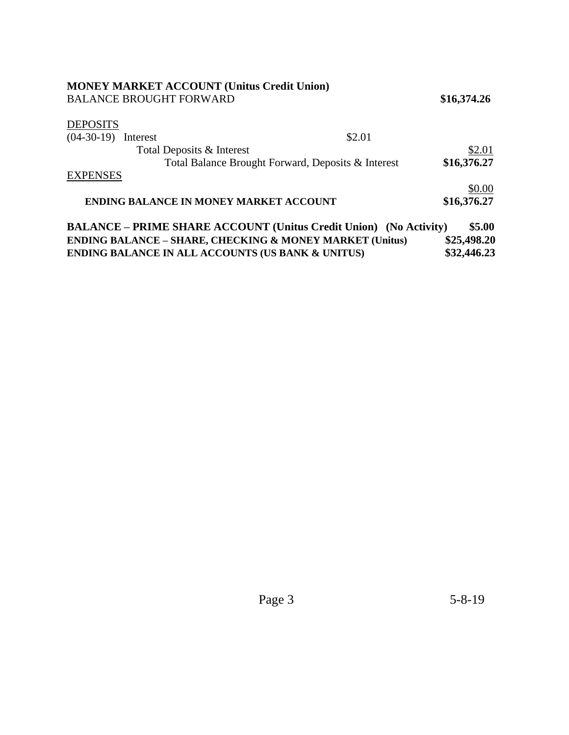**MONEY MARKET ACCOUNT (Unitus Credit Union)**

| | | |
|---|---|---|
| BALANCE BROUGHT FORWARD | | **$16,374.26** |
| DEPOSITS | | |
| (04-30-19) Interest | $2.01 | |
| Total Deposits & Interest | | $2.01 |
| Total Balance Brought Forward, Deposits & Interest | | **$16,376.27** |
| EXPENSES | | |
| | | $0.00 |
| **ENDING BALANCE IN MONEY MARKET ACCOUNT** | | **$16,376.27** |

| | |
|---|---|
| **BALANCE – PRIME SHARE ACCOUNT (Unitus Credit Union) (No Activity)** | **$5.00** |
| **ENDING BALANCE – SHARE, CHECKING & MONEY MARKET (Unitus)** | **$25,498.20** |
| **ENDING BALANCE IN ALL ACCOUNTS (US BANK & UNITUS)** | **$32,446.23** |

5-8-19